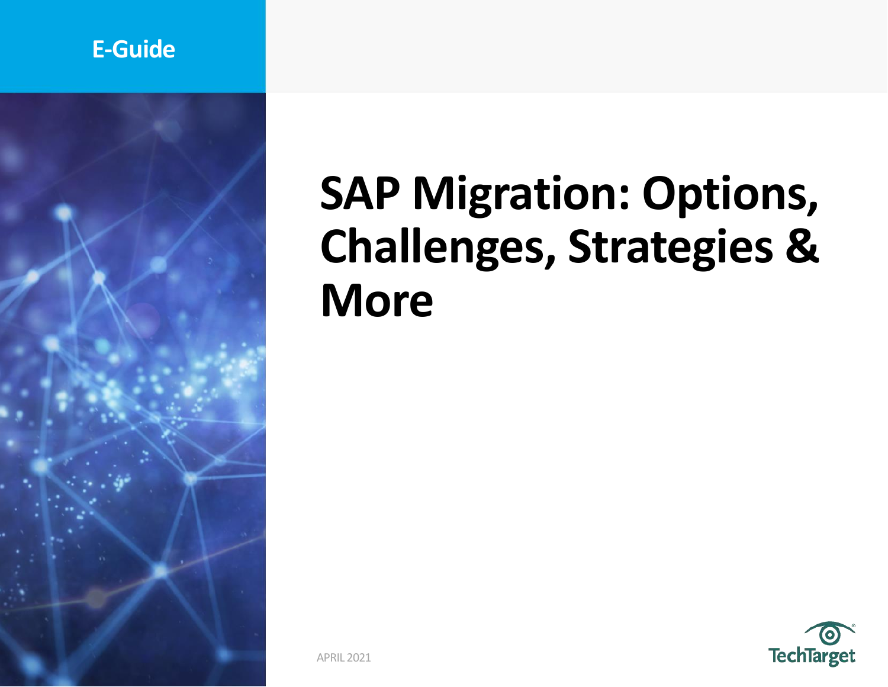E-Guide

# SAP Migration: Options, Challenges, Strategies & More

APRIL 2021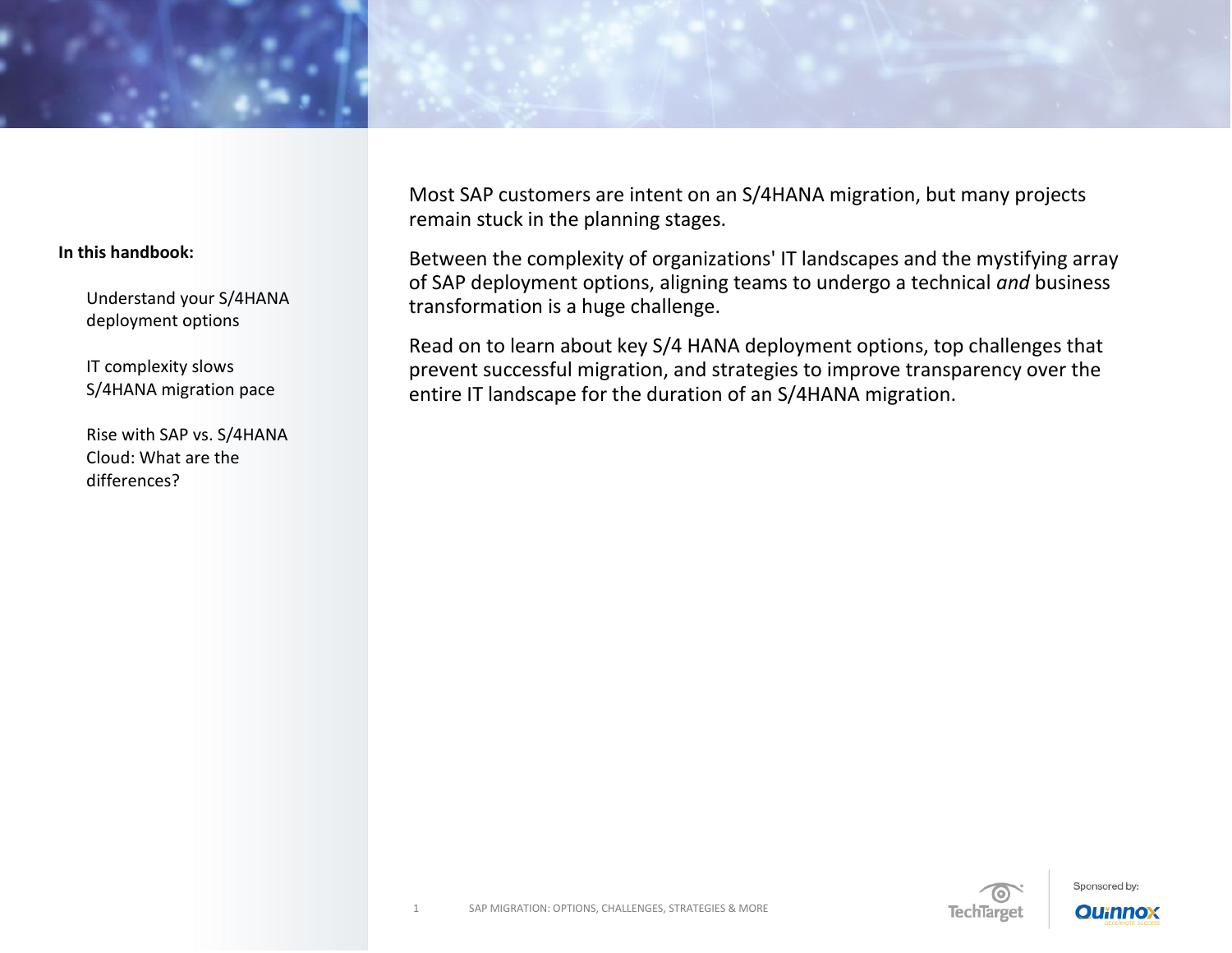**In this handbook:**

Understand your S/4HANA deployment options

IT complexity slows S/4HANA migration pace

Rise with SAP vs. S/4HANA Cloud: What are the differences?

Most SAP customers are intent on an S/4HANA migration, but many projects remain stuck in the planning stages.

Between the complexity of organizations' IT landscapes and the mystifying array of SAP deployment options, aligning teams to undergo a technical *and* business transformation is a huge challenge.

Read on to learn about key S/4 HANA deployment options, top challenges that prevent successful migration, and strategies to improve transparency over the entire IT landscape for the duration of an S/4HANA migration.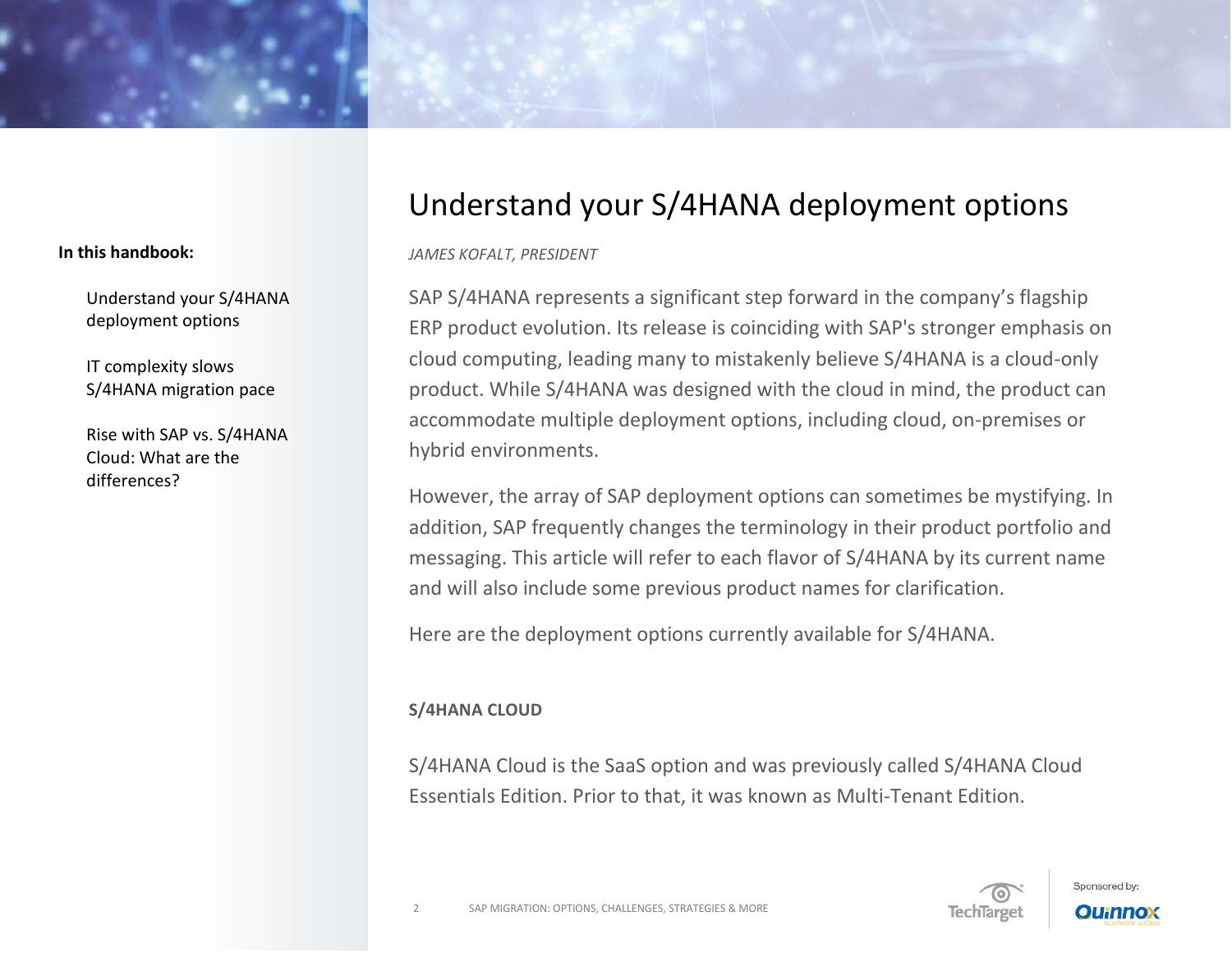# Understand your S/4HANA deployment options

*JAMES KOFALT, PRESIDENT*

SAP S/4HANA represents a significant step forward in the company's flagship ERP product evolution. Its release is coinciding with SAP's stronger emphasis on cloud computing, leading many to mistakenly believe S/4HANA is a cloud-only product. While S/4HANA was designed with the cloud in mind, the product can accommodate multiple deployment options, including cloud, on-premises or hybrid environments.

However, the array of SAP deployment options can sometimes be mystifying. In addition, SAP frequently changes the terminology in their product portfolio and messaging. This article will refer to each flavor of S/4HANA by its current name and will also include some previous product names for clarification.

Here are the deployment options currently available for S/4HANA.

### S/4HANA CLOUD

S/4HANA Cloud is the SaaS option and was previously called S/4HANA Cloud Essentials Edition. Prior to that, it was known as Multi-Tenant Edition.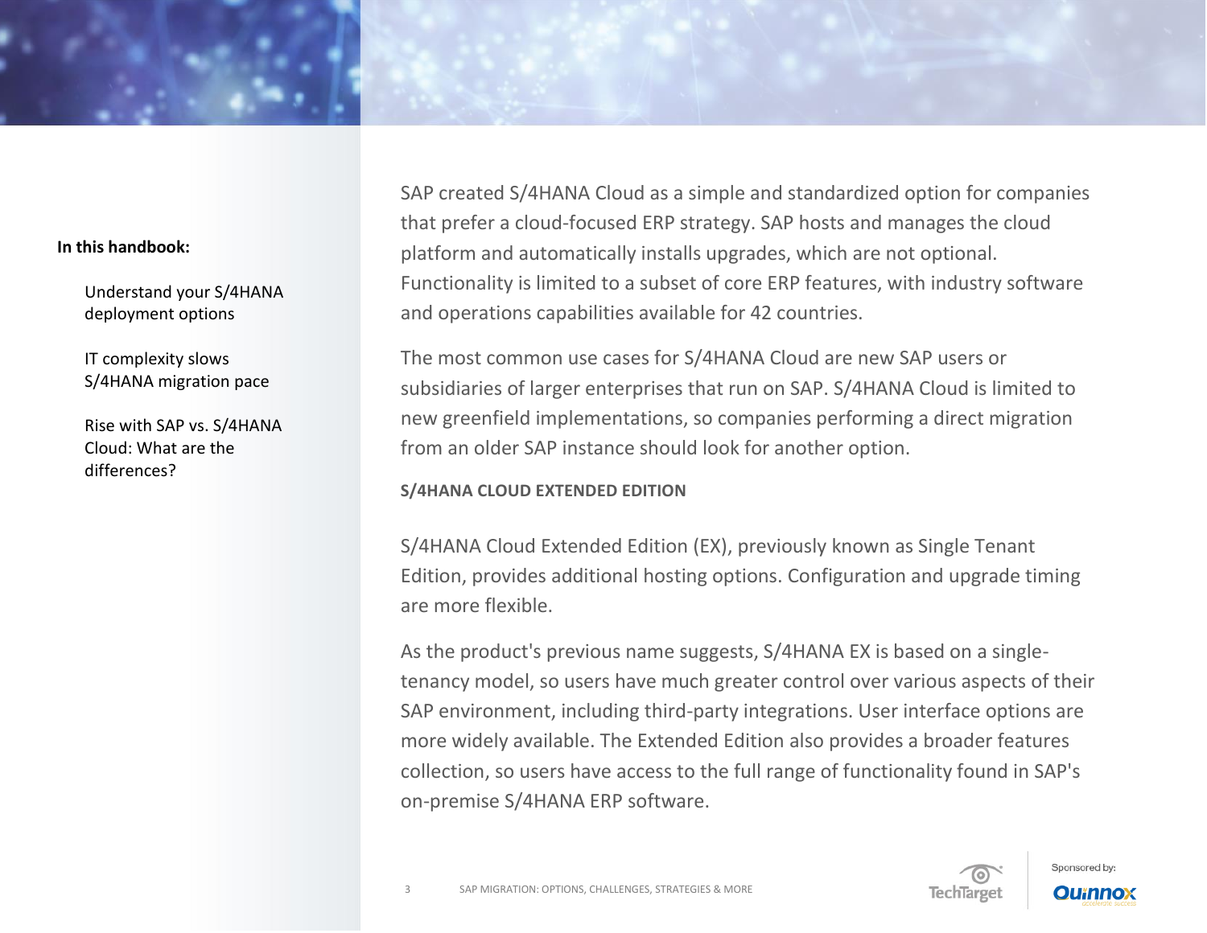SAP created S/4HANA Cloud as a simple and standardized option for companies that prefer a cloud-focused ERP strategy. SAP hosts and manages the cloud platform and automatically installs upgrades, which are not optional. Functionality is limited to a subset of core ERP features, with industry software and operations capabilities available for 42 countries.

The most common use cases for S/4HANA Cloud are new SAP users or subsidiaries of larger enterprises that run on SAP. S/4HANA Cloud is limited to new greenfield implementations, so companies performing a direct migration from an older SAP instance should look for another option.

### S/4HANA CLOUD EXTENDED EDITION

S/4HANA Cloud Extended Edition (EX), previously known as Single Tenant Edition, provides additional hosting options. Configuration and upgrade timing are more flexible.

As the product's previous name suggests, S/4HANA EX is based on a single-tenancy model, so users have much greater control over various aspects of their SAP environment, including third-party integrations. User interface options are more widely available. The Extended Edition also provides a broader features collection, so users have access to the full range of functionality found in SAP's on-premise S/4HANA ERP software.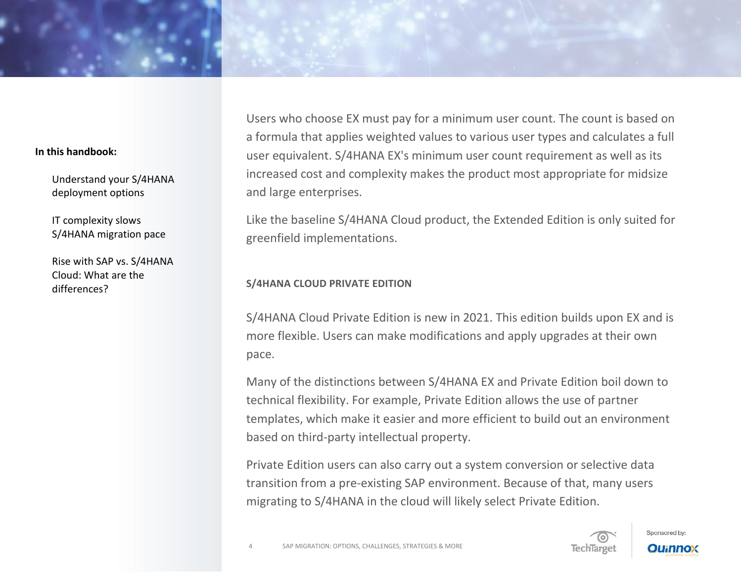Users who choose EX must pay for a minimum user count. The count is based on a formula that applies weighted values to various user types and calculates a full user equivalent. S/4HANA EX's minimum user count requirement as well as its increased cost and complexity makes the product most appropriate for midsize and large enterprises.

Like the baseline S/4HANA Cloud product, the Extended Edition is only suited for greenfield implementations.

### S/4HANA CLOUD PRIVATE EDITION

S/4HANA Cloud Private Edition is new in 2021. This edition builds upon EX and is more flexible. Users can make modifications and apply upgrades at their own pace.

Many of the distinctions between S/4HANA EX and Private Edition boil down to technical flexibility. For example, Private Edition allows the use of partner templates, which make it easier and more efficient to build out an environment based on third-party intellectual property.

Private Edition users can also carry out a system conversion or selective data transition from a pre-existing SAP environment. Because of that, many users migrating to S/4HANA in the cloud will likely select Private Edition.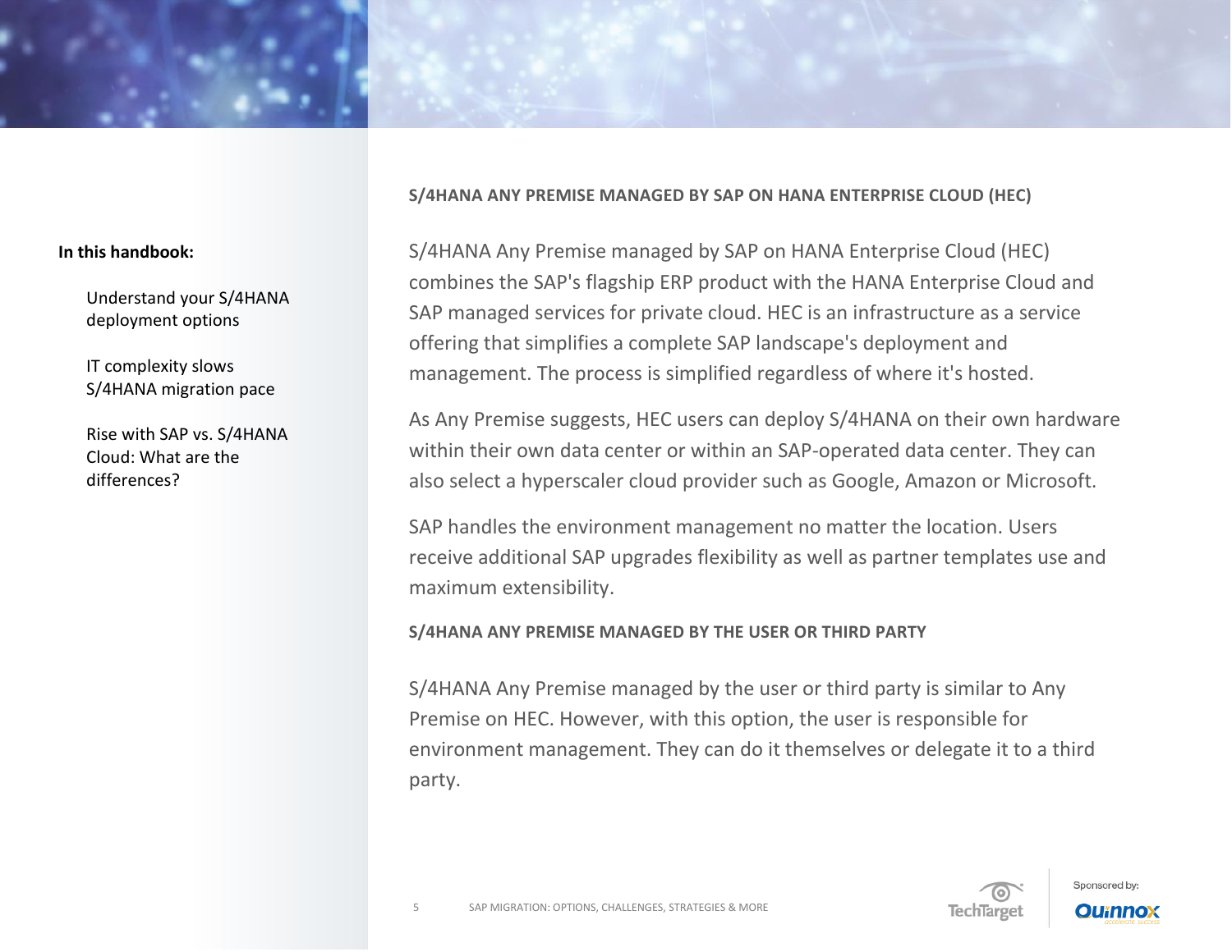## S/4HANA ANY PREMISE MANAGED BY SAP ON HANA ENTERPRISE CLOUD (HEC)

S/4HANA Any Premise managed by SAP on HANA Enterprise Cloud (HEC) combines the SAP's flagship ERP product with the HANA Enterprise Cloud and SAP managed services for private cloud. HEC is an infrastructure as a service offering that simplifies a complete SAP landscape's deployment and management. The process is simplified regardless of where it's hosted.

As Any Premise suggests, HEC users can deploy S/4HANA on their own hardware within their own data center or within an SAP-operated data center. They can also select a hyperscaler cloud provider such as Google, Amazon or Microsoft.

SAP handles the environment management no matter the location. Users receive additional SAP upgrades flexibility as well as partner templates use and maximum extensibility.

## S/4HANA ANY PREMISE MANAGED BY THE USER OR THIRD PARTY

S/4HANA Any Premise managed by the user or third party is similar to Any Premise on HEC. However, with this option, the user is responsible for environment management. They can do it themselves or delegate it to a third party.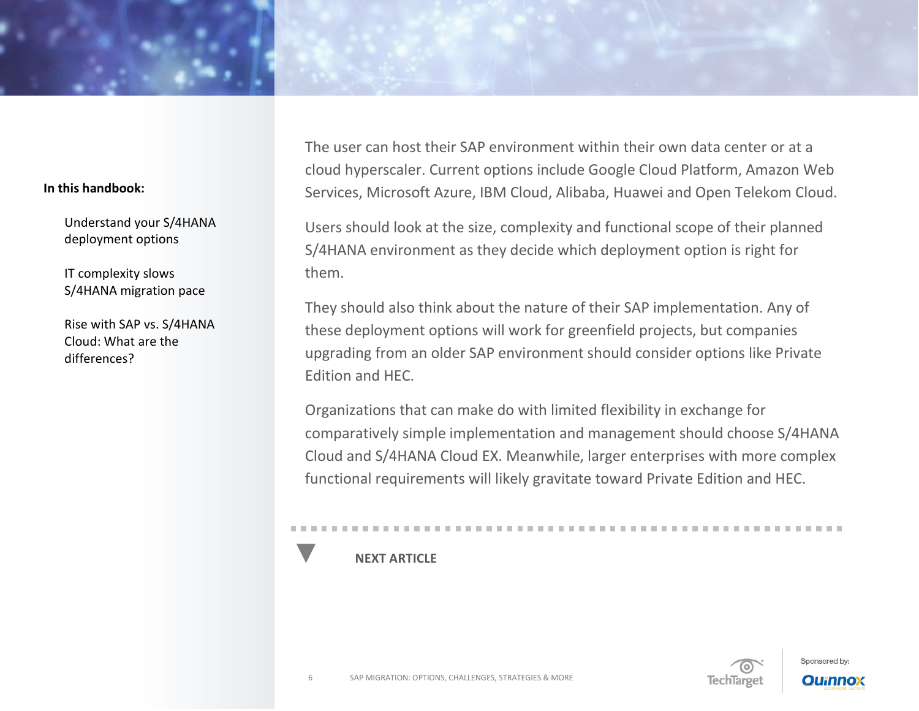The user can host their SAP environment within their own data center or at a cloud hyperscaler. Current options include Google Cloud Platform, Amazon Web Services, Microsoft Azure, IBM Cloud, Alibaba, Huawei and Open Telekom Cloud.

Users should look at the size, complexity and functional scope of their planned S/4HANA environment as they decide which deployment option is right for them.

They should also think about the nature of their SAP implementation. Any of these deployment options will work for greenfield projects, but companies upgrading from an older SAP environment should consider options like Private Edition and HEC.

Organizations that can make do with limited flexibility in exchange for comparatively simple implementation and management should choose S/4HANA Cloud and S/4HANA Cloud EX. Meanwhile, larger enterprises with more complex functional requirements will likely gravitate toward Private Edition and HEC.

**NEXT ARTICLE**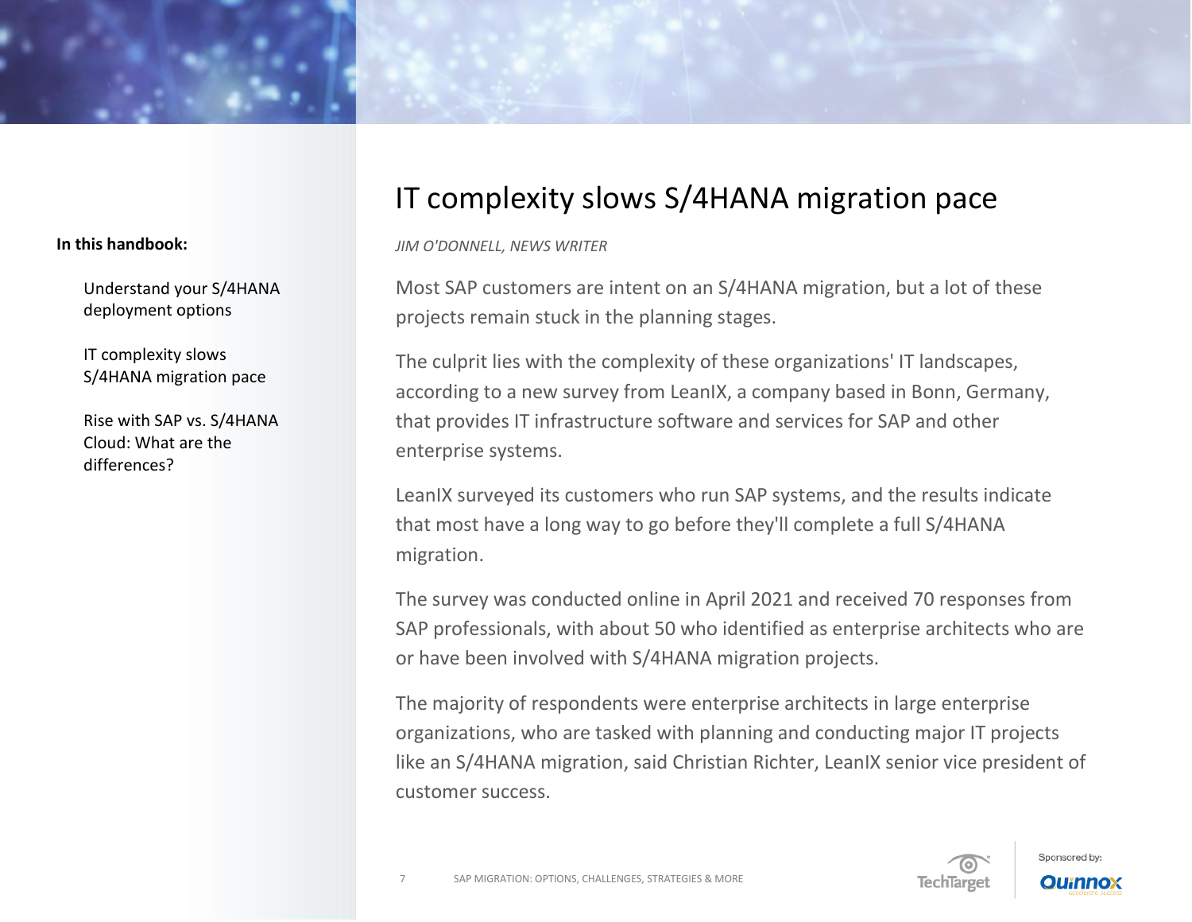# IT complexity slows S/4HANA migration pace

*JIM O'DONNELL, NEWS WRITER*

Most SAP customers are intent on an S/4HANA migration, but a lot of these projects remain stuck in the planning stages.

The culprit lies with the complexity of these organizations' IT landscapes, according to a new survey from LeanIX, a company based in Bonn, Germany, that provides IT infrastructure software and services for SAP and other enterprise systems.

LeanIX surveyed its customers who run SAP systems, and the results indicate that most have a long way to go before they'll complete a full S/4HANA migration.

The survey was conducted online in April 2021 and received 70 responses from SAP professionals, with about 50 who identified as enterprise architects who are or have been involved with S/4HANA migration projects.

The majority of respondents were enterprise architects in large enterprise organizations, who are tasked with planning and conducting major IT projects like an S/4HANA migration, said Christian Richter, LeanIX senior vice president of customer success.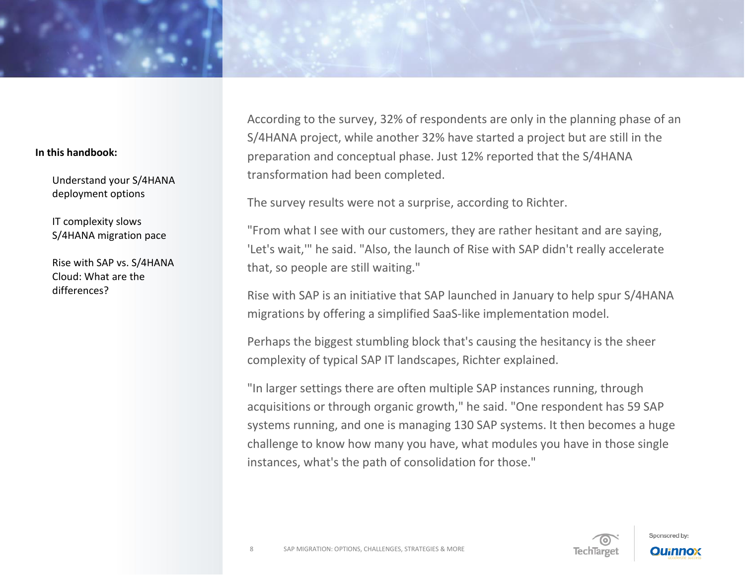According to the survey, 32% of respondents are only in the planning phase of an S/4HANA project, while another 32% have started a project but are still in the preparation and conceptual phase. Just 12% reported that the S/4HANA transformation had been completed.

The survey results were not a surprise, according to Richter.

"From what I see with our customers, they are rather hesitant and are saying, 'Let's wait,'" he said. "Also, the launch of Rise with SAP didn't really accelerate that, so people are still waiting."

Rise with SAP is an initiative that SAP launched in January to help spur S/4HANA migrations by offering a simplified SaaS-like implementation model.

Perhaps the biggest stumbling block that's causing the hesitancy is the sheer complexity of typical SAP IT landscapes, Richter explained.

"In larger settings there are often multiple SAP instances running, through acquisitions or through organic growth," he said. "One respondent has 59 SAP systems running, and one is managing 130 SAP systems. It then becomes a huge challenge to know how many you have, what modules you have in those single instances, what's the path of consolidation for those."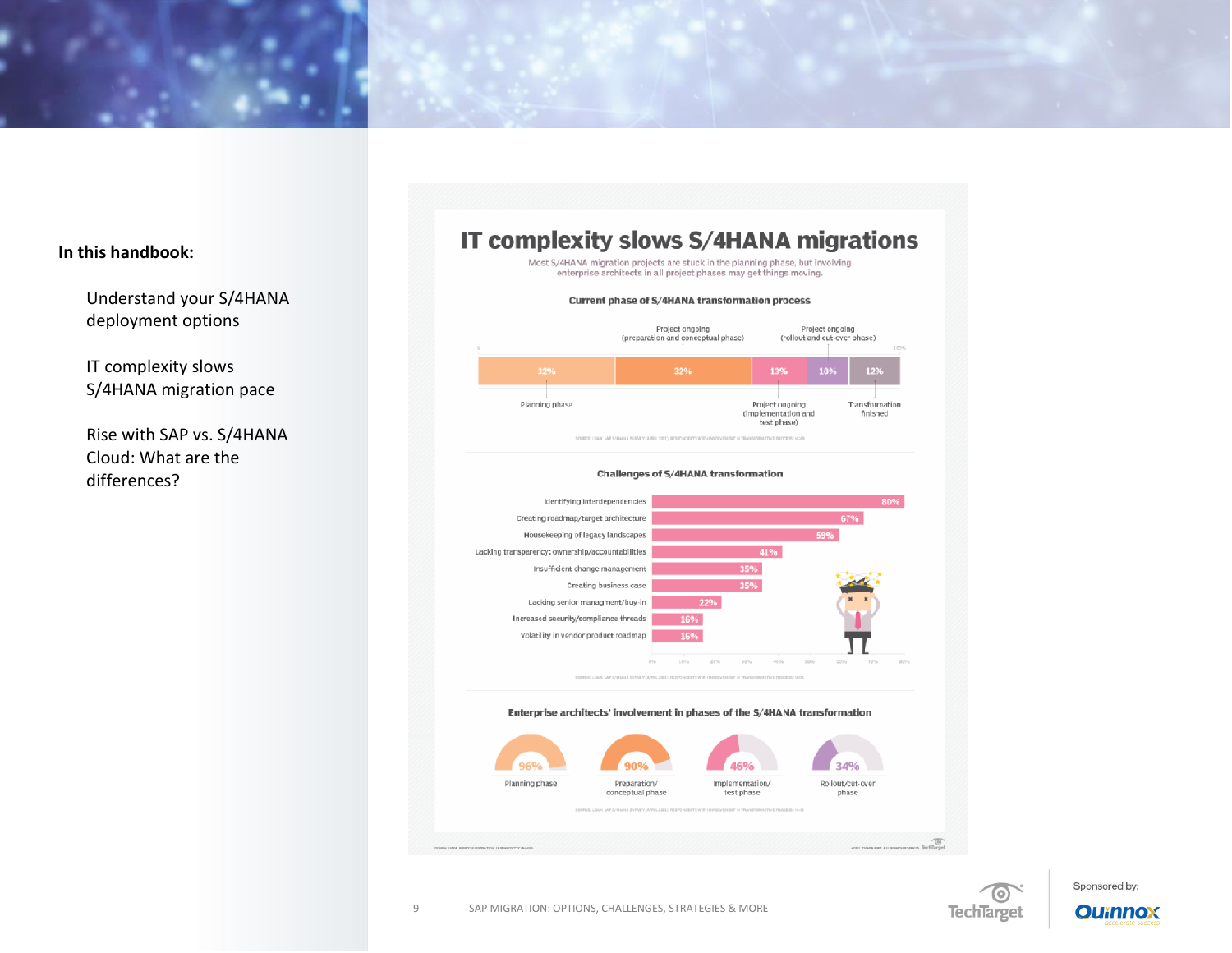**In this handbook:**

- Understand your S/4HANA deployment options
- IT complexity slows S/4HANA migration pace
- Rise with SAP vs. S/4HANA Cloud: What are the differences?

# IT complexity slows S/4HANA migrations

Most S/4HANA migration projects are stuck in the planning phase, but involving enterprise architects in all project phases may get things moving.

### Current phase of S/4HANA transformation process

| Phase | Share |
| --- | --- |
| Planning phase | 32% |
| Project ongoing (preparation and conceptual phase) | 32% |
| Project ongoing (implementation and test phase) | 13% |
| Project ongoing (rollout and cut-over phase) | 10% |
| Transformation finished | 12% |

### Challenges of S/4HANA transformation

| Challenge | Share |
| --- | --- |
| Identifying interdependencies | 80% |
| Creating roadmap/target architecture | 67% |
| Housekeeping of legacy landscapes | 59% |
| Lacking transparency: ownership/accountabilities | 41% |
| Insufficient change management | 35% |
| Creating business case | 35% |
| Lacking senior managment/buy-in | 22% |
| Increased security/compliance threads | 16% |
| Volatility in vendor product roadmap | 16% |

### Enterprise architects' involvement in phases of the S/4HANA transformation

| Phase | Involvement |
| --- | --- |
| Planning phase | 96% |
| Preparation/conceptual phase | 90% |
| Implementation/test phase | 46% |
| Rollout/cut-over phase | 34% |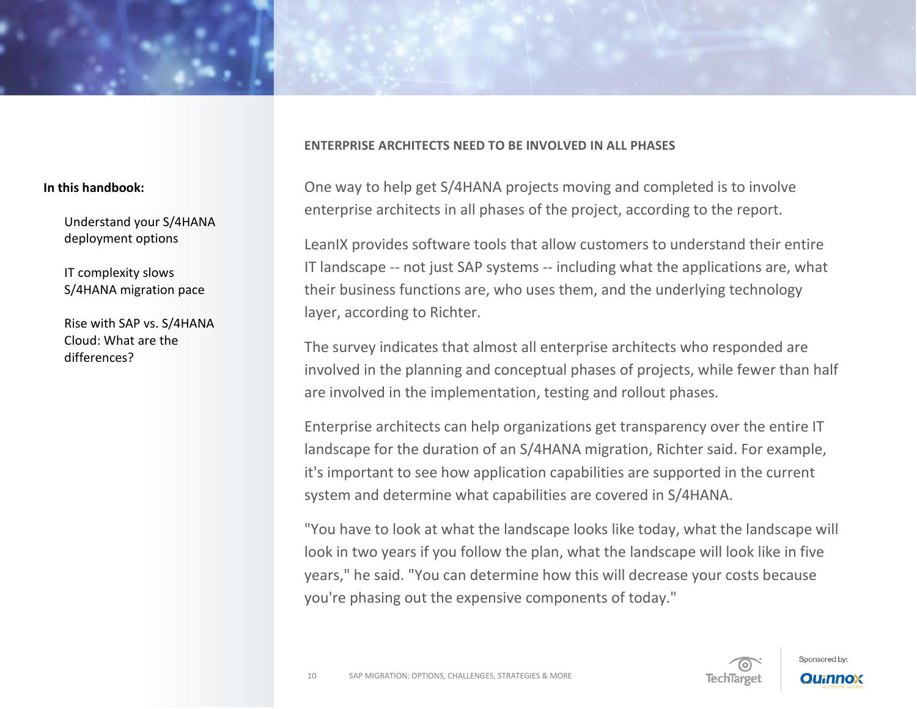## ENTERPRISE ARCHITECTS NEED TO BE INVOLVED IN ALL PHASES

One way to help get S/4HANA projects moving and completed is to involve enterprise architects in all phases of the project, according to the report.

LeanIX provides software tools that allow customers to understand their entire IT landscape -- not just SAP systems -- including what the applications are, what their business functions are, who uses them, and the underlying technology layer, according to Richter.

The survey indicates that almost all enterprise architects who responded are involved in the planning and conceptual phases of projects, while fewer than half are involved in the implementation, testing and rollout phases.

Enterprise architects can help organizations get transparency over the entire IT landscape for the duration of an S/4HANA migration, Richter said. For example, it's important to see how application capabilities are supported in the current system and determine what capabilities are covered in S/4HANA.

"You have to look at what the landscape looks like today, what the landscape will look in two years if you follow the plan, what the landscape will look like in five years," he said. "You can determine how this will decrease your costs because you're phasing out the expensive components of today."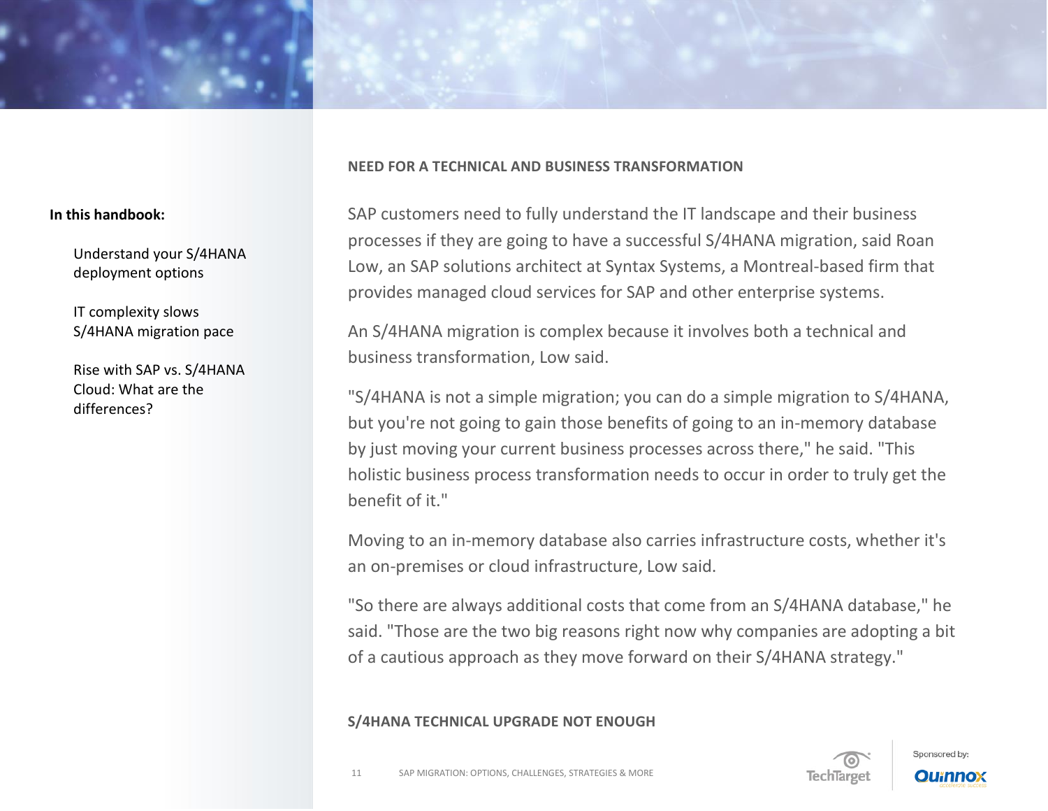## NEED FOR A TECHNICAL AND BUSINESS TRANSFORMATION

SAP customers need to fully understand the IT landscape and their business processes if they are going to have a successful S/4HANA migration, said Roan Low, an SAP solutions architect at Syntax Systems, a Montreal-based firm that provides managed cloud services for SAP and other enterprise systems.

An S/4HANA migration is complex because it involves both a technical and business transformation, Low said.

"S/4HANA is not a simple migration; you can do a simple migration to S/4HANA, but you're not going to gain those benefits of going to an in-memory database by just moving your current business processes across there," he said. "This holistic business process transformation needs to occur in order to truly get the benefit of it."

Moving to an in-memory database also carries infrastructure costs, whether it's an on-premises or cloud infrastructure, Low said.

"So there are always additional costs that come from an S/4HANA database," he said. "Those are the two big reasons right now why companies are adopting a bit of a cautious approach as they move forward on their S/4HANA strategy."

## S/4HANA TECHNICAL UPGRADE NOT ENOUGH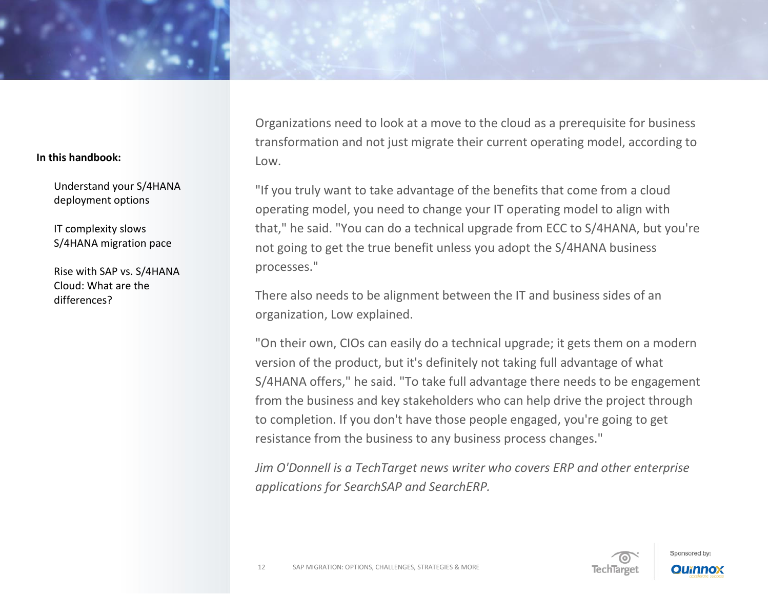Organizations need to look at a move to the cloud as a prerequisite for business transformation and not just migrate their current operating model, according to Low.

"If you truly want to take advantage of the benefits that come from a cloud operating model, you need to change your IT operating model to align with that," he said. "You can do a technical upgrade from ECC to S/4HANA, but you're not going to get the true benefit unless you adopt the S/4HANA business processes."

There also needs to be alignment between the IT and business sides of an organization, Low explained.

"On their own, CIOs can easily do a technical upgrade; it gets them on a modern version of the product, but it's definitely not taking full advantage of what S/4HANA offers," he said. "To take full advantage there needs to be engagement from the business and key stakeholders who can help drive the project through to completion. If you don't have those people engaged, you're going to get resistance from the business to any business process changes."

*Jim O'Donnell is a TechTarget news writer who covers ERP and other enterprise applications for SearchSAP and SearchERP.*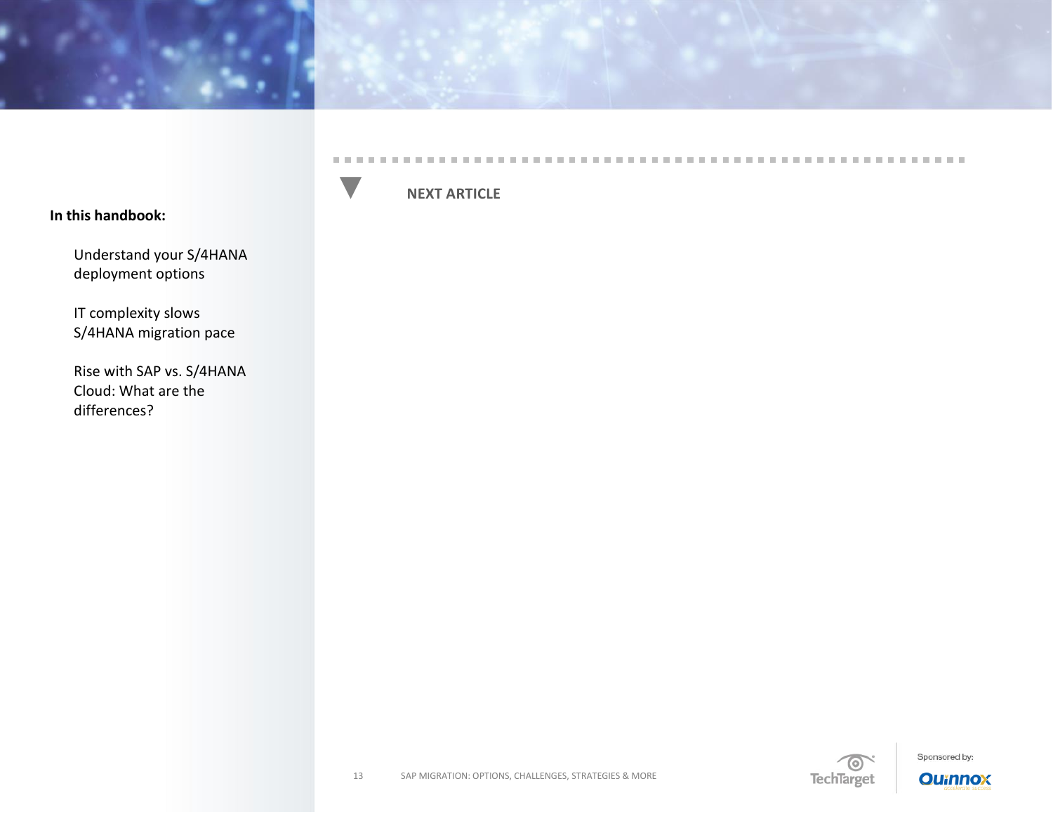**In this handbook:**

Understand your S/4HANA deployment options

IT complexity slows S/4HANA migration pace

Rise with SAP vs. S/4HANA Cloud: What are the differences?

**NEXT ARTICLE**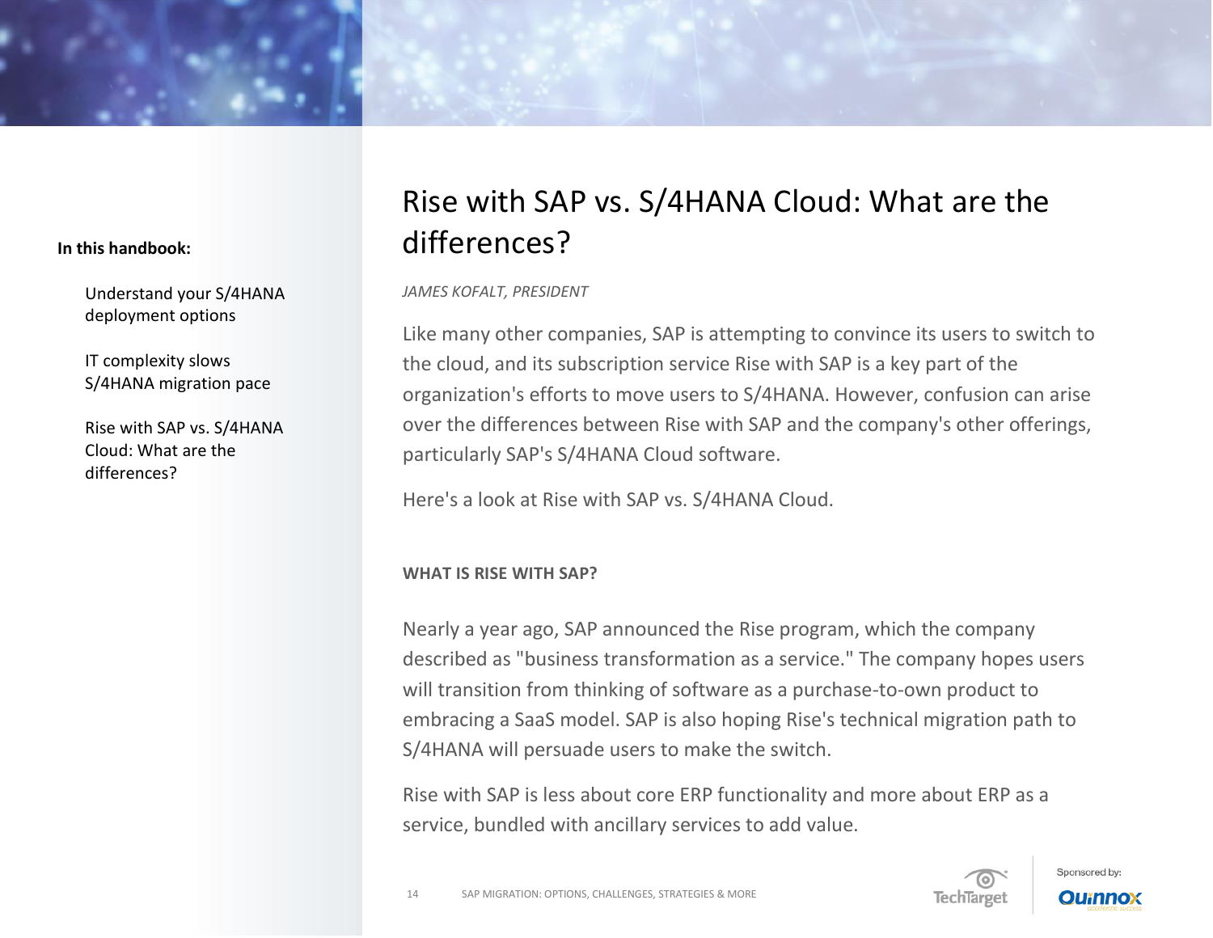# Rise with SAP vs. S/4HANA Cloud: What are the differences?

*JAMES KOFALT, PRESIDENT*

Like many other companies, SAP is attempting to convince its users to switch to the cloud, and its subscription service Rise with SAP is a key part of the organization's efforts to move users to S/4HANA. However, confusion can arise over the differences between Rise with SAP and the company's other offerings, particularly SAP's S/4HANA Cloud software.

Here's a look at Rise with SAP vs. S/4HANA Cloud.

## WHAT IS RISE WITH SAP?

Nearly a year ago, SAP announced the Rise program, which the company described as "business transformation as a service." The company hopes users will transition from thinking of software as a purchase-to-own product to embracing a SaaS model. SAP is also hoping Rise's technical migration path to S/4HANA will persuade users to make the switch.

Rise with SAP is less about core ERP functionality and more about ERP as a service, bundled with ancillary services to add value.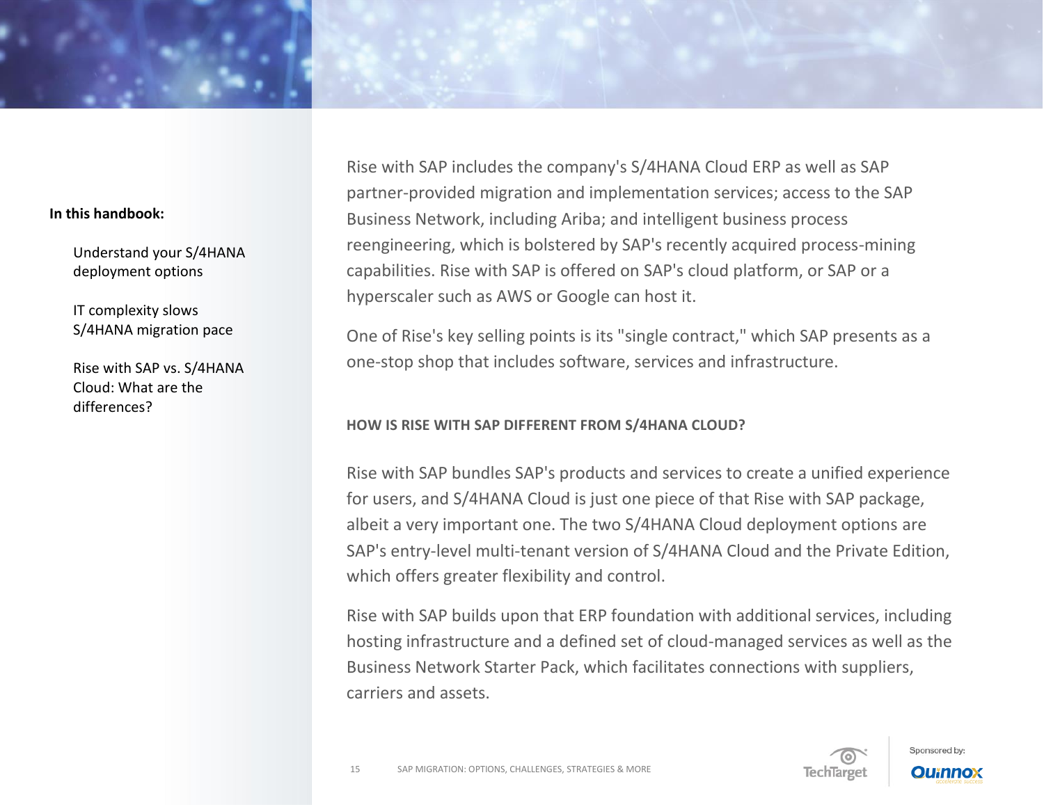Rise with SAP includes the company's S/4HANA Cloud ERP as well as SAP partner-provided migration and implementation services; access to the SAP Business Network, including Ariba; and intelligent business process reengineering, which is bolstered by SAP's recently acquired process-mining capabilities. Rise with SAP is offered on SAP's cloud platform, or SAP or a hyperscaler such as AWS or Google can host it.

One of Rise's key selling points is its "single contract," which SAP presents as a one-stop shop that includes software, services and infrastructure.

### HOW IS RISE WITH SAP DIFFERENT FROM S/4HANA CLOUD?

Rise with SAP bundles SAP's products and services to create a unified experience for users, and S/4HANA Cloud is just one piece of that Rise with SAP package, albeit a very important one. The two S/4HANA Cloud deployment options are SAP's entry-level multi-tenant version of S/4HANA Cloud and the Private Edition, which offers greater flexibility and control.

Rise with SAP builds upon that ERP foundation with additional services, including hosting infrastructure and a defined set of cloud-managed services as well as the Business Network Starter Pack, which facilitates connections with suppliers, carriers and assets.